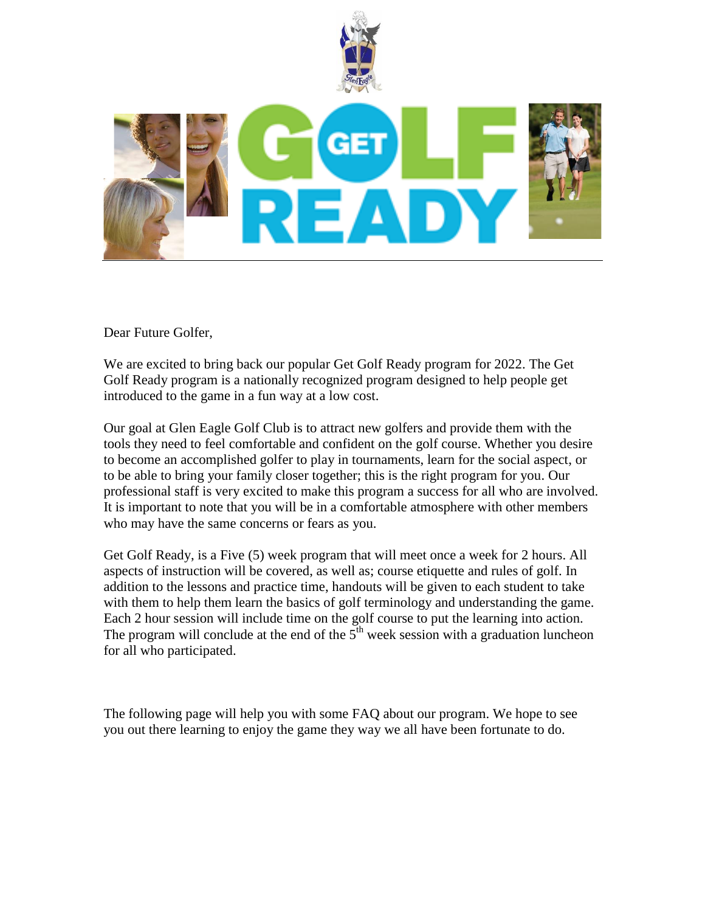# GET GOLF READY

Dear Future Golfer,

We are excited to bring back our popular Get Golf Ready program for 2022. The Get Golf Ready program is a nationally recognized program designed to help people get introduced to the game in a fun way at a low cost.

Our goal at Glen Eagle Golf Club is to attract new golfers and provide them with the tools they need to feel comfortable and confident on the golf course. Whether you desire to become an accomplished golfer to play in tournaments, learn for the social aspect, or to be able to bring your family closer together; this is the right program for you. Our professional staff is very excited to make this program a success for all who are involved. It is important to note that you will be in a comfortable atmosphere with other members who may have the same concerns or fears as you.

Get Golf Ready, is a Five (5) week program that will meet once a week for 2 hours. All aspects of instruction will be covered, as well as; course etiquette and rules of golf. In addition to the lessons and practice time, handouts will be given to each student to take with them to help them learn the basics of golf terminology and understanding the game. Each 2 hour session will include time on the golf course to put the learning into action. The program will conclude at the end of the 5th week session with a graduation luncheon for all who participated.

The following page will help you with some FAQ about our program. We hope to see you out there learning to enjoy the game they way we all have been fortunate to do.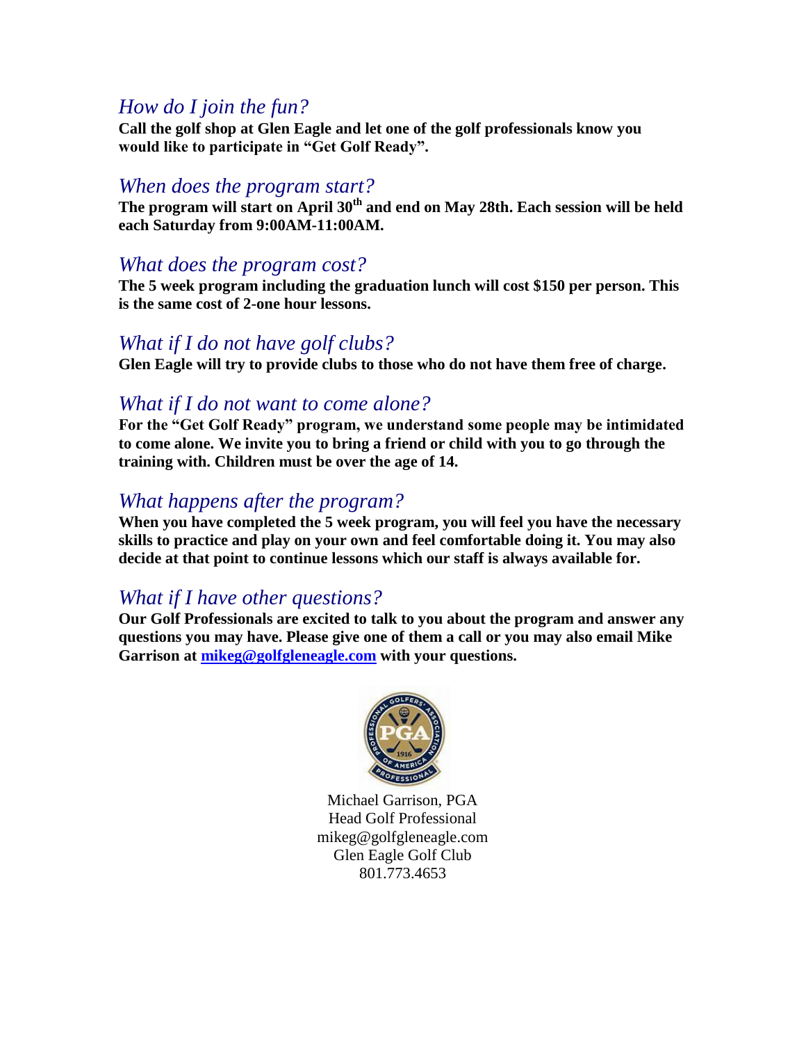## *How do I join the fun?*

**Call the golf shop at Glen Eagle and let one of the golf professionals know you would like to participate in "Get Golf Ready".**

## *When does the program start?*

**The program will start on April 30th and end on May 28th. Each session will be held each Saturday from 9:00AM-11:00AM.**

## *What does the program cost?*

**The 5 week program including the graduation lunch will cost $150 per person. This is the same cost of 2-one hour lessons.**

## *What if I do not have golf clubs?*

**Glen Eagle will try to provide clubs to those who do not have them free of charge.**

## *What if I do not want to come alone?*

**For the "Get Golf Ready" program, we understand some people may be intimidated to come alone. We invite you to bring a friend or child with you to go through the training with. Children must be over the age of 14.**

## *What happens after the program?*

**When you have completed the 5 week program, you will feel you have the necessary skills to practice and play on your own and feel comfortable doing it. You may also decide at that point to continue lessons which our staff is always available for.**

## *What if I have other questions?*

**Our Golf Professionals are excited to talk to you about the program and answer any questions you may have. Please give one of them a call or you may also email Mike Garrison at [mikeg@golfgleneagle.com](mailto:mikeg@golfgleneagle.com) with your questions.**

Michael Garrison, PGA
Head Golf Professional
mikeg@golfgleneagle.com
Glen Eagle Golf Club
801.773.4653